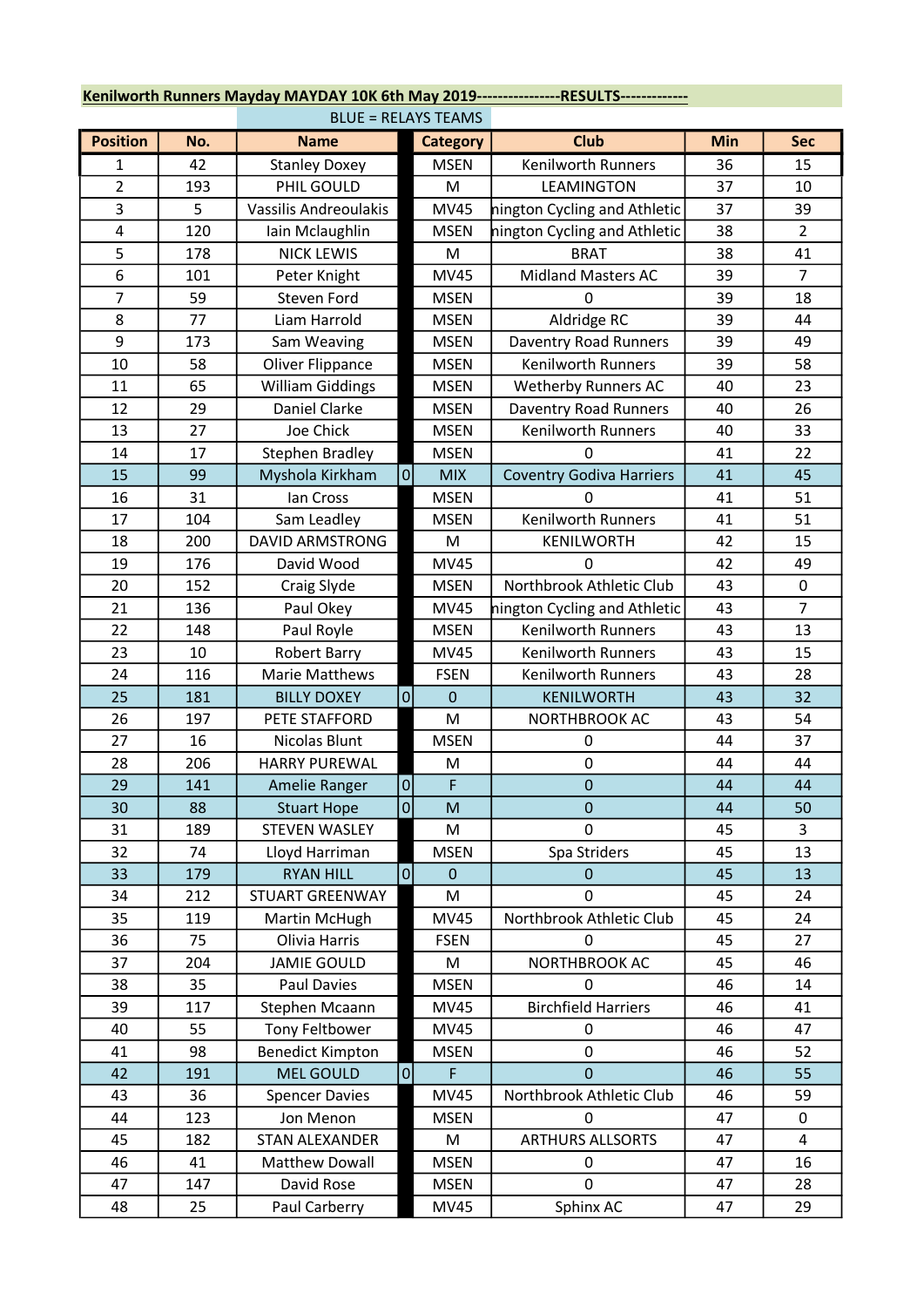**Kenilworth Runners Mayday MAYDAY 10K 6th May 2019----------------RESULTS-------------**

BLUE = RELAYS TEAMS

| Position | No. | Name | | Category | Club | Min | Sec |
|---|---|---|---|---|---|---|---|
| 1 | 42 | Stanley Doxey | | MSEN | Kenilworth Runners | 36 | 15 |
| 2 | 193 | PHIL GOULD | | M | LEAMINGTON | 37 | 10 |
| 3 | 5 | Vassilis Andreoulakis | | MV45 | nington Cycling and Athletic | 37 | 39 |
| 4 | 120 | Iain Mclaughlin | | MSEN | nington Cycling and Athletic | 38 | 2 |
| 5 | 178 | NICK LEWIS | | M | BRAT | 38 | 41 |
| 6 | 101 | Peter Knight | | MV45 | Midland Masters AC | 39 | 7 |
| 7 | 59 | Steven Ford | | MSEN | 0 | 39 | 18 |
| 8 | 77 | Liam Harrold | | MSEN | Aldridge RC | 39 | 44 |
| 9 | 173 | Sam Weaving | | MSEN | Daventry Road Runners | 39 | 49 |
| 10 | 58 | Oliver Flippance | | MSEN | Kenilworth Runners | 39 | 58 |
| 11 | 65 | William Giddings | | MSEN | Wetherby Runners AC | 40 | 23 |
| 12 | 29 | Daniel Clarke | | MSEN | Daventry Road Runners | 40 | 26 |
| 13 | 27 | Joe Chick | | MSEN | Kenilworth Runners | 40 | 33 |
| 14 | 17 | Stephen Bradley | | MSEN | 0 | 41 | 22 |
| 15 | 99 | Myshola Kirkham | 0 | MIX | Coventry Godiva Harriers | 41 | 45 |
| 16 | 31 | Ian Cross | | MSEN | 0 | 41 | 51 |
| 17 | 104 | Sam Leadley | | MSEN | Kenilworth Runners | 41 | 51 |
| 18 | 200 | DAVID ARMSTRONG | | M | KENILWORTH | 42 | 15 |
| 19 | 176 | David Wood | | MV45 | 0 | 42 | 49 |
| 20 | 152 | Craig Slyde | | MSEN | Northbrook Athletic Club | 43 | 0 |
| 21 | 136 | Paul Okey | | MV45 | nington Cycling and Athletic | 43 | 7 |
| 22 | 148 | Paul Royle | | MSEN | Kenilworth Runners | 43 | 13 |
| 23 | 10 | Robert Barry | | MV45 | Kenilworth Runners | 43 | 15 |
| 24 | 116 | Marie Matthews | | FSEN | Kenilworth Runners | 43 | 28 |
| 25 | 181 | BILLY DOXEY | 0 | 0 | KENILWORTH | 43 | 32 |
| 26 | 197 | PETE STAFFORD | | M | NORTHBROOK AC | 43 | 54 |
| 27 | 16 | Nicolas Blunt | | MSEN | 0 | 44 | 37 |
| 28 | 206 | HARRY PUREWAL | | M | 0 | 44 | 44 |
| 29 | 141 | Amelie Ranger | 0 | F | 0 | 44 | 44 |
| 30 | 88 | Stuart Hope | 0 | M | 0 | 44 | 50 |
| 31 | 189 | STEVEN WASLEY | | M | 0 | 45 | 3 |
| 32 | 74 | Lloyd Harriman | | MSEN | Spa Striders | 45 | 13 |
| 33 | 179 | RYAN HILL | 0 | 0 | 0 | 45 | 13 |
| 34 | 212 | STUART GREENWAY | | M | 0 | 45 | 24 |
| 35 | 119 | Martin McHugh | | MV45 | Northbrook Athletic Club | 45 | 24 |
| 36 | 75 | Olivia Harris | | FSEN | 0 | 45 | 27 |
| 37 | 204 | JAMIE GOULD | | M | NORTHBROOK AC | 45 | 46 |
| 38 | 35 | Paul Davies | | MSEN | 0 | 46 | 14 |
| 39 | 117 | Stephen Mcaann | | MV45 | Birchfield Harriers | 46 | 41 |
| 40 | 55 | Tony Feltbower | | MV45 | 0 | 46 | 47 |
| 41 | 98 | Benedict Kimpton | | MSEN | 0 | 46 | 52 |
| 42 | 191 | MEL GOULD | 0 | F | 0 | 46 | 55 |
| 43 | 36 | Spencer Davies | | MV45 | Northbrook Athletic Club | 46 | 59 |
| 44 | 123 | Jon Menon | | MSEN | 0 | 47 | 0 |
| 45 | 182 | STAN ALEXANDER | | M | ARTHURS ALLSORTS | 47 | 4 |
| 46 | 41 | Matthew Dowall | | MSEN | 0 | 47 | 16 |
| 47 | 147 | David Rose | | MSEN | 0 | 47 | 28 |
| 48 | 25 | Paul Carberry | | MV45 | Sphinx AC | 47 | 29 |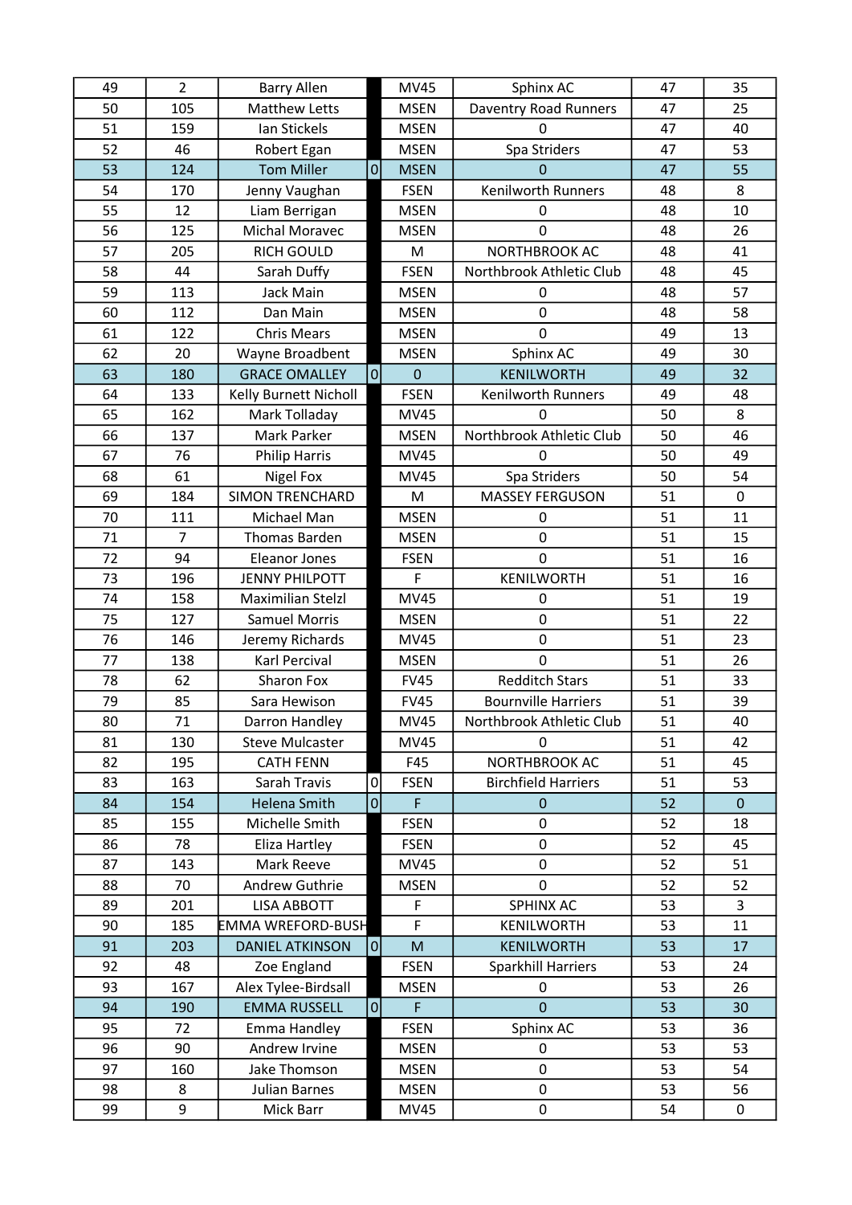| | | | | | | | |
|---|---|---|---|---|---|---|---|
| 49 | 2 | Barry Allen | | MV45 | Sphinx AC | 47 | 35 |
| 50 | 105 | Matthew Letts | | MSEN | Daventry Road Runners | 47 | 25 |
| 51 | 159 | Ian Stickels | | MSEN | 0 | 47 | 40 |
| 52 | 46 | Robert Egan | | MSEN | Spa Striders | 47 | 53 |
| 53 | 124 | Tom Miller | 0 | MSEN | 0 | 47 | 55 |
| 54 | 170 | Jenny Vaughan | | FSEN | Kenilworth Runners | 48 | 8 |
| 55 | 12 | Liam Berrigan | | MSEN | 0 | 48 | 10 |
| 56 | 125 | Michal Moravec | | MSEN | 0 | 48 | 26 |
| 57 | 205 | RICH GOULD | | M | NORTHBROOK AC | 48 | 41 |
| 58 | 44 | Sarah Duffy | | FSEN | Northbrook Athletic Club | 48 | 45 |
| 59 | 113 | Jack Main | | MSEN | 0 | 48 | 57 |
| 60 | 112 | Dan Main | | MSEN | 0 | 48 | 58 |
| 61 | 122 | Chris Mears | | MSEN | 0 | 49 | 13 |
| 62 | 20 | Wayne Broadbent | | MSEN | Sphinx AC | 49 | 30 |
| 63 | 180 | GRACE OMALLEY | 0 | 0 | KENILWORTH | 49 | 32 |
| 64 | 133 | Kelly Burnett Nicholl | | FSEN | Kenilworth Runners | 49 | 48 |
| 65 | 162 | Mark Tolladay | | MV45 | 0 | 50 | 8 |
| 66 | 137 | Mark Parker | | MSEN | Northbrook Athletic Club | 50 | 46 |
| 67 | 76 | Philip Harris | | MV45 | 0 | 50 | 49 |
| 68 | 61 | Nigel Fox | | MV45 | Spa Striders | 50 | 54 |
| 69 | 184 | SIMON TRENCHARD | | M | MASSEY FERGUSON | 51 | 0 |
| 70 | 111 | Michael Man | | MSEN | 0 | 51 | 11 |
| 71 | 7 | Thomas Barden | | MSEN | 0 | 51 | 15 |
| 72 | 94 | Eleanor Jones | | FSEN | 0 | 51 | 16 |
| 73 | 196 | JENNY PHILPOTT | | F | KENILWORTH | 51 | 16 |
| 74 | 158 | Maximilian Stelzl | | MV45 | 0 | 51 | 19 |
| 75 | 127 | Samuel Morris | | MSEN | 0 | 51 | 22 |
| 76 | 146 | Jeremy Richards | | MV45 | 0 | 51 | 23 |
| 77 | 138 | Karl Percival | | MSEN | 0 | 51 | 26 |
| 78 | 62 | Sharon Fox | | FV45 | Redditch Stars | 51 | 33 |
| 79 | 85 | Sara Hewison | | FV45 | Bournville Harriers | 51 | 39 |
| 80 | 71 | Darron Handley | | MV45 | Northbrook Athletic Club | 51 | 40 |
| 81 | 130 | Steve Mulcaster | | MV45 | 0 | 51 | 42 |
| 82 | 195 | CATH FENN | | F45 | NORTHBROOK AC | 51 | 45 |
| 83 | 163 | Sarah Travis | 0 | FSEN | Birchfield Harriers | 51 | 53 |
| 84 | 154 | Helena Smith | 0 | F | 0 | 52 | 0 |
| 85 | 155 | Michelle Smith | | FSEN | 0 | 52 | 18 |
| 86 | 78 | Eliza Hartley | | FSEN | 0 | 52 | 45 |
| 87 | 143 | Mark Reeve | | MV45 | 0 | 52 | 51 |
| 88 | 70 | Andrew Guthrie | | MSEN | 0 | 52 | 52 |
| 89 | 201 | LISA ABBOTT | | F | SPHINX AC | 53 | 3 |
| 90 | 185 | EMMA WREFORD-BUSH | | F | KENILWORTH | 53 | 11 |
| 91 | 203 | DANIEL ATKINSON | 0 | M | KENILWORTH | 53 | 17 |
| 92 | 48 | Zoe England | | FSEN | Sparkhill Harriers | 53 | 24 |
| 93 | 167 | Alex Tylee-Birdsall | | MSEN | 0 | 53 | 26 |
| 94 | 190 | EMMA RUSSELL | 0 | F | 0 | 53 | 30 |
| 95 | 72 | Emma Handley | | FSEN | Sphinx AC | 53 | 36 |
| 96 | 90 | Andrew Irvine | | MSEN | 0 | 53 | 53 |
| 97 | 160 | Jake Thomson | | MSEN | 0 | 53 | 54 |
| 98 | 8 | Julian Barnes | | MSEN | 0 | 53 | 56 |
| 99 | 9 | Mick Barr | | MV45 | 0 | 54 | 0 |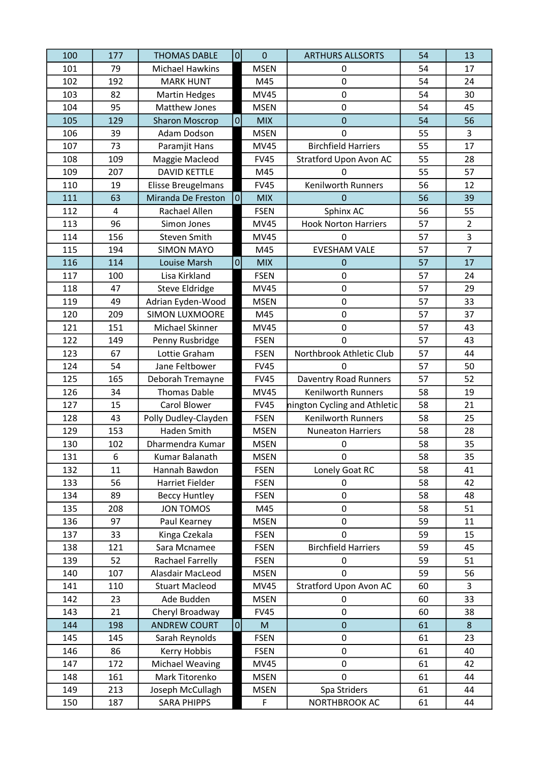| 100 | 177 | THOMAS DABLE | 0 | 0 | ARTHURS ALLSORTS | 54 | 13 |
|---|---|---|---|---|---|---|---|
| 101 | 79 | Michael Hawkins | | MSEN | 0 | 54 | 17 |
| 102 | 192 | MARK HUNT | | M45 | 0 | 54 | 24 |
| 103 | 82 | Martin Hedges | | MV45 | 0 | 54 | 30 |
| 104 | 95 | Matthew Jones | | MSEN | 0 | 54 | 45 |
| 105 | 129 | Sharon Moscrop | 0 | MIX | 0 | 54 | 56 |
| 106 | 39 | Adam Dodson | | MSEN | 0 | 55 | 3 |
| 107 | 73 | Paramjit Hans | | MV45 | Birchfield Harriers | 55 | 17 |
| 108 | 109 | Maggie Macleod | | FV45 | Stratford Upon Avon AC | 55 | 28 |
| 109 | 207 | DAVID KETTLE | | M45 | 0 | 55 | 57 |
| 110 | 19 | Elisse Breugelmans | | FV45 | Kenilworth Runners | 56 | 12 |
| 111 | 63 | Miranda De Freston | 0 | MIX | 0 | 56 | 39 |
| 112 | 4 | Rachael Allen | | FSEN | Sphinx AC | 56 | 55 |
| 113 | 96 | Simon Jones | | MV45 | Hook Norton Harriers | 57 | 2 |
| 114 | 156 | Steven Smith | | MV45 | 0 | 57 | 3 |
| 115 | 194 | SIMON MAYO | | M45 | EVESHAM VALE | 57 | 7 |
| 116 | 114 | Louise Marsh | 0 | MIX | 0 | 57 | 17 |
| 117 | 100 | Lisa Kirkland | | FSEN | 0 | 57 | 24 |
| 118 | 47 | Steve Eldridge | | MV45 | 0 | 57 | 29 |
| 119 | 49 | Adrian Eyden-Wood | | MSEN | 0 | 57 | 33 |
| 120 | 209 | SIMON LUXMOORE | | M45 | 0 | 57 | 37 |
| 121 | 151 | Michael Skinner | | MV45 | 0 | 57 | 43 |
| 122 | 149 | Penny Rusbridge | | FSEN | 0 | 57 | 43 |
| 123 | 67 | Lottie Graham | | FSEN | Northbrook Athletic Club | 57 | 44 |
| 124 | 54 | Jane Feltbower | | FV45 | 0 | 57 | 50 |
| 125 | 165 | Deborah Tremayne | | FV45 | Daventry Road Runners | 57 | 52 |
| 126 | 34 | Thomas Dable | | MV45 | Kenilworth Runners | 58 | 19 |
| 127 | 15 | Carol Blower | | FV45 | nington Cycling and Athletic | 58 | 21 |
| 128 | 43 | Polly Dudley-Clayden | | FSEN | Kenilworth Runners | 58 | 25 |
| 129 | 153 | Haden Smith | | MSEN | Nuneaton Harriers | 58 | 28 |
| 130 | 102 | Dharmendra Kumar | | MSEN | 0 | 58 | 35 |
| 131 | 6 | Kumar Balanath | | MSEN | 0 | 58 | 35 |
| 132 | 11 | Hannah Bawdon | | FSEN | Lonely Goat RC | 58 | 41 |
| 133 | 56 | Harriet Fielder | | FSEN | 0 | 58 | 42 |
| 134 | 89 | Beccy Huntley | | FSEN | 0 | 58 | 48 |
| 135 | 208 | JON TOMOS | | M45 | 0 | 58 | 51 |
| 136 | 97 | Paul Kearney | | MSEN | 0 | 59 | 11 |
| 137 | 33 | Kinga Czekala | | FSEN | 0 | 59 | 15 |
| 138 | 121 | Sara Mcnamee | | FSEN | Birchfield Harriers | 59 | 45 |
| 139 | 52 | Rachael Farrelly | | FSEN | 0 | 59 | 51 |
| 140 | 107 | Alasdair MacLeod | | MSEN | 0 | 59 | 56 |
| 141 | 110 | Stuart Macleod | | MV45 | Stratford Upon Avon AC | 60 | 3 |
| 142 | 23 | Ade Budden | | MSEN | 0 | 60 | 33 |
| 143 | 21 | Cheryl Broadway | | FV45 | 0 | 60 | 38 |
| 144 | 198 | ANDREW COURT | 0 | M | 0 | 61 | 8 |
| 145 | 145 | Sarah Reynolds | | FSEN | 0 | 61 | 23 |
| 146 | 86 | Kerry Hobbis | | FSEN | 0 | 61 | 40 |
| 147 | 172 | Michael Weaving | | MV45 | 0 | 61 | 42 |
| 148 | 161 | Mark Titorenko | | MSEN | 0 | 61 | 44 |
| 149 | 213 | Joseph McCullagh | | MSEN | Spa Striders | 61 | 44 |
| 150 | 187 | SARA PHIPPS | | F | NORTHBROOK AC | 61 | 44 |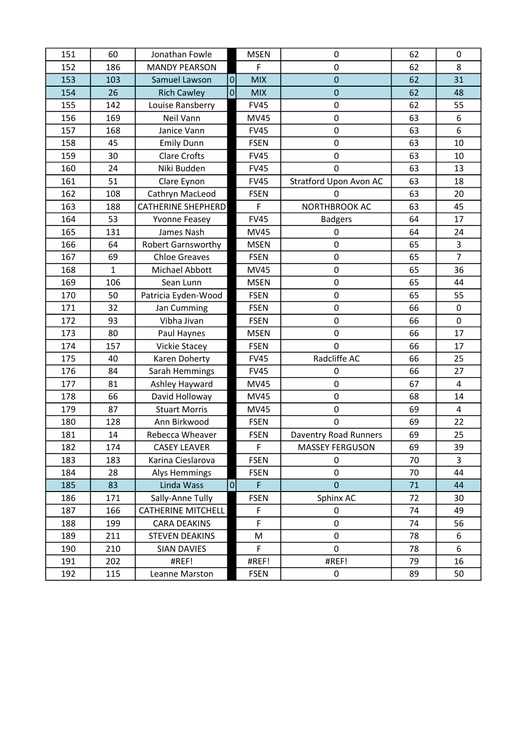| | | | | | | | |
|---|---|---|---|---|---|---|---|
| 151 | 60 | Jonathan Fowle | | MSEN | 0 | 62 | 0 |
| 152 | 186 | MANDY PEARSON | | F | 0 | 62 | 8 |
| 153 | 103 | Samuel Lawson | 0 | MIX | 0 | 62 | 31 |
| 154 | 26 | Rich Cawley | 0 | MIX | 0 | 62 | 48 |
| 155 | 142 | Louise Ransberry | | FV45 | 0 | 62 | 55 |
| 156 | 169 | Neil Vann | | MV45 | 0 | 63 | 6 |
| 157 | 168 | Janice Vann | | FV45 | 0 | 63 | 6 |
| 158 | 45 | Emily Dunn | | FSEN | 0 | 63 | 10 |
| 159 | 30 | Clare Crofts | | FV45 | 0 | 63 | 10 |
| 160 | 24 | Niki Budden | | FV45 | 0 | 63 | 13 |
| 161 | 51 | Clare Eynon | | FV45 | Stratford Upon Avon AC | 63 | 18 |
| 162 | 108 | Cathryn MacLeod | | FSEN | 0 | 63 | 20 |
| 163 | 188 | CATHERINE SHEPHERD | | F | NORTHBROOK AC | 63 | 45 |
| 164 | 53 | Yvonne Feasey | | FV45 | Badgers | 64 | 17 |
| 165 | 131 | James Nash | | MV45 | 0 | 64 | 24 |
| 166 | 64 | Robert Garnsworthy | | MSEN | 0 | 65 | 3 |
| 167 | 69 | Chloe Greaves | | FSEN | 0 | 65 | 7 |
| 168 | 1 | Michael Abbott | | MV45 | 0 | 65 | 36 |
| 169 | 106 | Sean Lunn | | MSEN | 0 | 65 | 44 |
| 170 | 50 | Patricia Eyden-Wood | | FSEN | 0 | 65 | 55 |
| 171 | 32 | Jan Cumming | | FSEN | 0 | 66 | 0 |
| 172 | 93 | Vibha Jivan | | FSEN | 0 | 66 | 0 |
| 173 | 80 | Paul Haynes | | MSEN | 0 | 66 | 17 |
| 174 | 157 | Vickie Stacey | | FSEN | 0 | 66 | 17 |
| 175 | 40 | Karen Doherty | | FV45 | Radcliffe AC | 66 | 25 |
| 176 | 84 | Sarah Hemmings | | FV45 | 0 | 66 | 27 |
| 177 | 81 | Ashley Hayward | | MV45 | 0 | 67 | 4 |
| 178 | 66 | David Holloway | | MV45 | 0 | 68 | 14 |
| 179 | 87 | Stuart Morris | | MV45 | 0 | 69 | 4 |
| 180 | 128 | Ann Birkwood | | FSEN | 0 | 69 | 22 |
| 181 | 14 | Rebecca Wheaver | | FSEN | Daventry Road Runners | 69 | 25 |
| 182 | 174 | CASEY LEAVER | | F | MASSEY FERGUSON | 69 | 39 |
| 183 | 183 | Karina Cieslarova | | FSEN | 0 | 70 | 3 |
| 184 | 28 | Alys Hemmings | | FSEN | 0 | 70 | 44 |
| 185 | 83 | Linda Wass | 0 | F | 0 | 71 | 44 |
| 186 | 171 | Sally-Anne Tully | | FSEN | Sphinx AC | 72 | 30 |
| 187 | 166 | CATHERINE MITCHELL | | F | 0 | 74 | 49 |
| 188 | 199 | CARA DEAKINS | | F | 0 | 74 | 56 |
| 189 | 211 | STEVEN DEAKINS | | M | 0 | 78 | 6 |
| 190 | 210 | SIAN DAVIES | | F | 0 | 78 | 6 |
| 191 | 202 | #REF! | | #REF! | #REF! | 79 | 16 |
| 192 | 115 | Leanne Marston | | FSEN | 0 | 89 | 50 |